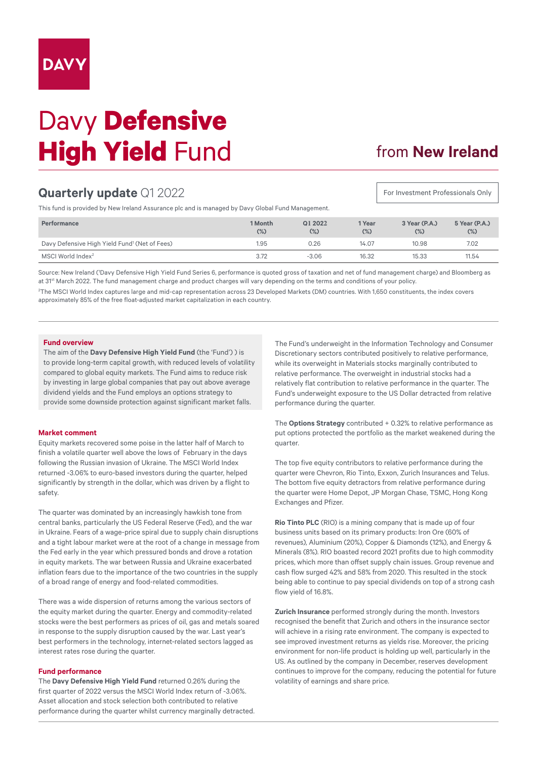DAVY

# Davy **Defensive High Yield** Fund

from **New Ireland**

## **Quarterly update** Q1 2022

For Investment Professionals Only

This fund is provided by New Ireland Assurance plc and is managed by Davy Global Fund Management.

| Performance | 1 Month (%) | Q1 2022 (%) | 1 Year (%) | 3 Year (P.A.) (%) | 5 Year (P.A.) (%) |
|---|---|---|---|---|---|
| Davy Defensive High Yield Fund[1] (Net of Fees) | 1.95 | 0.26 | 14.07 | 10.98 | 7.02 |
| MSCI World Index[2] | 3.72 | -3.06 | 16.32 | 15.33 | 11.54 |

Source: New Ireland ([1]Davy Defensive High Yield Fund Series 6, performance is quoted gross of taxation and net of fund management charge) and Bloomberg as at 31st March 2022. The fund management charge and product charges will vary depending on the terms and conditions of your policy.

[2]The MSCI World Index captures large and mid-cap representation across 23 Developed Markets (DM) countries. With 1,650 constituents, the index covers approximately 85% of the free float-adjusted market capitalization in each country.

### Fund overview

The aim of the **Davy Defensive High Yield Fund** (the 'Fund') ) is to provide long-term capital growth, with reduced levels of volatility compared to global equity markets. The Fund aims to reduce risk by investing in large global companies that pay out above average dividend yields and the Fund employs an options strategy to provide some downside protection against significant market falls.

### Market comment

Equity markets recovered some poise in the latter half of March to finish a volatile quarter well above the lows of February in the days following the Russian invasion of Ukraine. The MSCI World Index returned -3.06% to euro-based investors during the quarter, helped significantly by strength in the dollar, which was driven by a flight to safety.

The quarter was dominated by an increasingly hawkish tone from central banks, particularly the US Federal Reserve (Fed), and the war in Ukraine. Fears of a wage-price spiral due to supply chain disruptions and a tight labour market were at the root of a change in message from the Fed early in the year which pressured bonds and drove a rotation in equity markets. The war between Russia and Ukraine exacerbated inflation fears due to the importance of the two countries in the supply of a broad range of energy and food-related commodities.

There was a wide dispersion of returns among the various sectors of the equity market during the quarter. Energy and commodity-related stocks were the best performers as prices of oil, gas and metals soared in response to the supply disruption caused by the war. Last year's best performers in the technology, internet-related sectors lagged as interest rates rose during the quarter.

### Fund performance

The **Davy Defensive High Yield Fund** returned 0.26% during the first quarter of 2022 versus the MSCI World Index return of -3.06%. Asset allocation and stock selection both contributed to relative performance during the quarter whilst currency marginally detracted.

The Fund's underweight in the Information Technology and Consumer Discretionary sectors contributed positively to relative performance, while its overweight in Materials stocks marginally contributed to relative performance. The overweight in industrial stocks had a relatively flat contribution to relative performance in the quarter. The Fund's underweight exposure to the US Dollar detracted from relative performance during the quarter.

The **Options Strategy** contributed + 0.32% to relative performance as put options protected the portfolio as the market weakened during the quarter.

The top five equity contributors to relative performance during the quarter were Chevron, Rio Tinto, Exxon, Zurich Insurances and Telus. The bottom five equity detractors from relative performance during the quarter were Home Depot, JP Morgan Chase, TSMC, Hong Kong Exchanges and Pfizer.

**Rio Tinto PLC** (RIO) is a mining company that is made up of four business units based on its primary products: Iron Ore (60% of revenues), Aluminium (20%), Copper & Diamonds (12%), and Energy & Minerals (8%). RIO boasted record 2021 profits due to high commodity prices, which more than offset supply chain issues. Group revenue and cash flow surged 42% and 58% from 2020. This resulted in the stock being able to continue to pay special dividends on top of a strong cash flow yield of 16.8%.

**Zurich Insurance** performed strongly during the month. Investors recognised the benefit that Zurich and others in the insurance sector will achieve in a rising rate environment. The company is expected to see improved investment returns as yields rise. Moreover, the pricing environment for non-life product is holding up well, particularly in the US. As outlined by the company in December, reserves development continues to improve for the company, reducing the potential for future volatility of earnings and share price.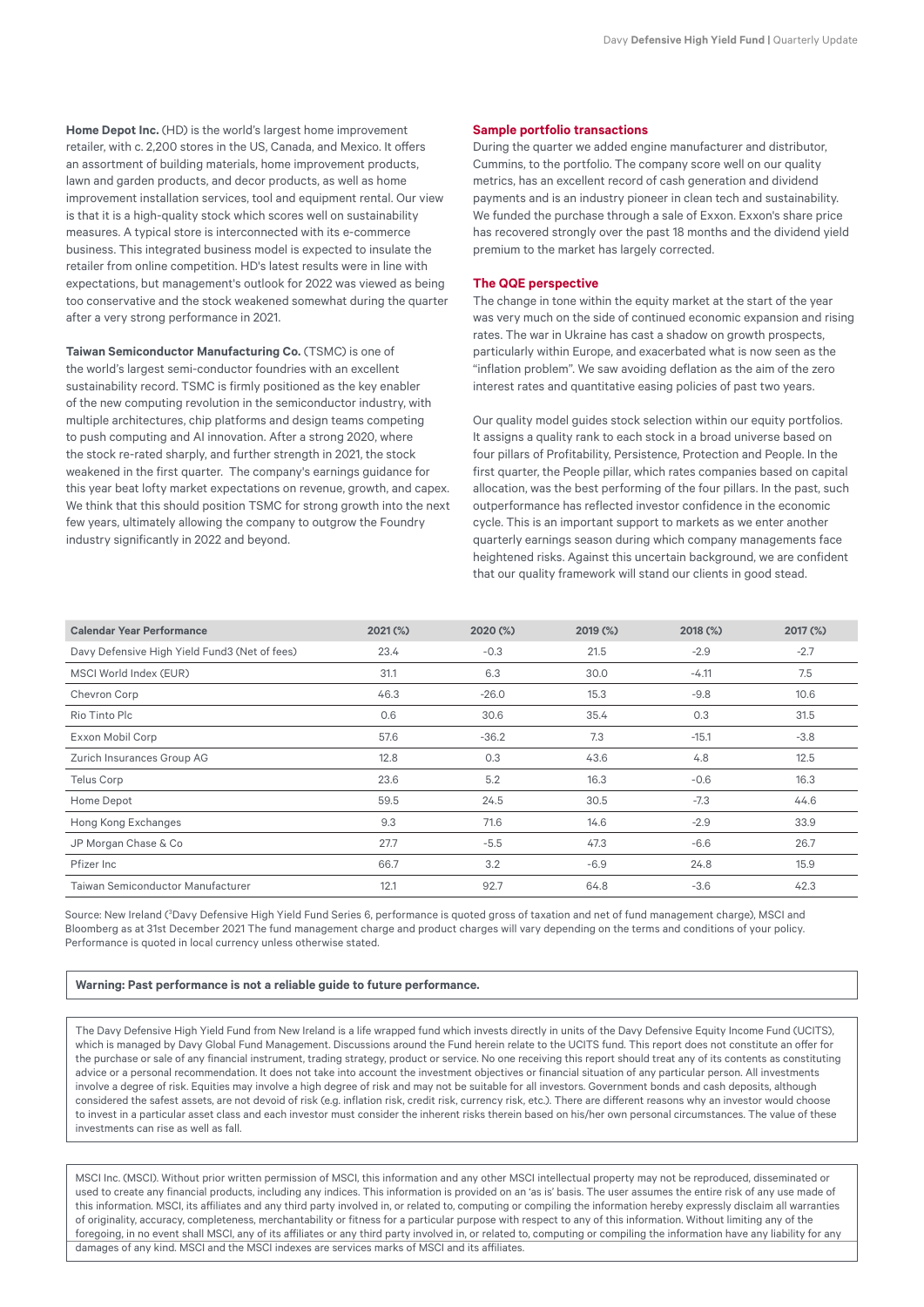**Home Depot Inc.** (HD) is the world's largest home improvement retailer, with c. 2,200 stores in the US, Canada, and Mexico. It offers an assortment of building materials, home improvement products, lawn and garden products, and decor products, as well as home improvement installation services, tool and equipment rental. Our view is that it is a high-quality stock which scores well on sustainability measures. A typical store is interconnected with its e-commerce business. This integrated business model is expected to insulate the retailer from online competition. HD's latest results were in line with expectations, but management's outlook for 2022 was viewed as being too conservative and the stock weakened somewhat during the quarter after a very strong performance in 2021.

**Taiwan Semiconductor Manufacturing Co.** (TSMC) is one of the world's largest semi-conductor foundries with an excellent sustainability record. TSMC is firmly positioned as the key enabler of the new computing revolution in the semiconductor industry, with multiple architectures, chip platforms and design teams competing to push computing and AI innovation. After a strong 2020, where the stock re-rated sharply, and further strength in 2021, the stock weakened in the first quarter. The company's earnings guidance for this year beat lofty market expectations on revenue, growth, and capex. We think that this should position TSMC for strong growth into the next few years, ultimately allowing the company to outgrow the Foundry industry significantly in 2022 and beyond.

### Sample portfolio transactions

During the quarter we added engine manufacturer and distributor, Cummins, to the portfolio. The company score well on our quality metrics, has an excellent record of cash generation and dividend payments and is an industry pioneer in clean tech and sustainability. We funded the purchase through a sale of Exxon. Exxon's share price has recovered strongly over the past 18 months and the dividend yield premium to the market has largely corrected.

### The QQE perspective

The change in tone within the equity market at the start of the year was very much on the side of continued economic expansion and rising rates. The war in Ukraine has cast a shadow on growth prospects, particularly within Europe, and exacerbated what is now seen as the "inflation problem". We saw avoiding deflation as the aim of the zero interest rates and quantitative easing policies of past two years.

Our quality model guides stock selection within our equity portfolios. It assigns a quality rank to each stock in a broad universe based on four pillars of Profitability, Persistence, Protection and People. In the first quarter, the People pillar, which rates companies based on capital allocation, was the best performing of the four pillars. In the past, such outperformance has reflected investor confidence in the economic cycle. This is an important support to markets as we enter another quarterly earnings season during which company managements face heightened risks. Against this uncertain background, we are confident that our quality framework will stand our clients in good stead.

| Calendar Year Performance | 2021 (%) | 2020 (%) | 2019 (%) | 2018 (%) | 2017 (%) |
|---|---|---|---|---|---|
| Davy Defensive High Yield Fund3 (Net of fees) | 23.4 | -0.3 | 21.5 | -2.9 | -2.7 |
| MSCI World Index (EUR) | 31.1 | 6.3 | 30.0 | -4.11 | 7.5 |
| Chevron Corp | 46.3 | -26.0 | 15.3 | -9.8 | 10.6 |
| Rio Tinto Plc | 0.6 | 30.6 | 35.4 | 0.3 | 31.5 |
| Exxon Mobil Corp | 57.6 | -36.2 | 7.3 | -15.1 | -3.8 |
| Zurich Insurances Group AG | 12.8 | 0.3 | 43.6 | 4.8 | 12.5 |
| Telus Corp | 23.6 | 5.2 | 16.3 | -0.6 | 16.3 |
| Home Depot | 59.5 | 24.5 | 30.5 | -7.3 | 44.6 |
| Hong Kong Exchanges | 9.3 | 71.6 | 14.6 | -2.9 | 33.9 |
| JP Morgan Chase & Co | 27.7 | -5.5 | 47.3 | -6.6 | 26.7 |
| Pfizer Inc | 66.7 | 3.2 | -6.9 | 24.8 | 15.9 |
| Taiwan Semiconductor Manufacturer | 12.1 | 92.7 | 64.8 | -3.6 | 42.3 |

Source: New Ireland ([3]Davy Defensive High Yield Fund Series 6, performance is quoted gross of taxation and net of fund management charge), MSCI and Bloomberg as at 31st December 2021 The fund management charge and product charges will vary depending on the terms and conditions of your policy. Performance is quoted in local currency unless otherwise stated.

**Warning: Past performance is not a reliable guide to future performance.**

The Davy Defensive High Yield Fund from New Ireland is a life wrapped fund which invests directly in units of the Davy Defensive Equity Income Fund (UCITS), which is managed by Davy Global Fund Management. Discussions around the Fund herein relate to the UCITS fund. This report does not constitute an offer for the purchase or sale of any financial instrument, trading strategy, product or service. No one receiving this report should treat any of its contents as constituting advice or a personal recommendation. It does not take into account the investment objectives or financial situation of any particular person. All investments involve a degree of risk. Equities may involve a high degree of risk and may not be suitable for all investors. Government bonds and cash deposits, although considered the safest assets, are not devoid of risk (e.g. inflation risk, credit risk, currency risk, etc.). There are different reasons why an investor would choose to invest in a particular asset class and each investor must consider the inherent risks therein based on his/her own personal circumstances. The value of these investments can rise as well as fall.

MSCI Inc. (MSCI). Without prior written permission of MSCI, this information and any other MSCI intellectual property may not be reproduced, disseminated or used to create any financial products, including any indices. This information is provided on an 'as is' basis. The user assumes the entire risk of any use made of this information. MSCI, its affiliates and any third party involved in, or related to, computing or compiling the information hereby expressly disclaim all warranties of originality, accuracy, completeness, merchantability or fitness for a particular purpose with respect to any of this information. Without limiting any of the foregoing, in no event shall MSCI, any of its affiliates or any third party involved in, or related to, computing or compiling the information have any liability for any damages of any kind. MSCI and the MSCI indexes are services marks of MSCI and its affiliates.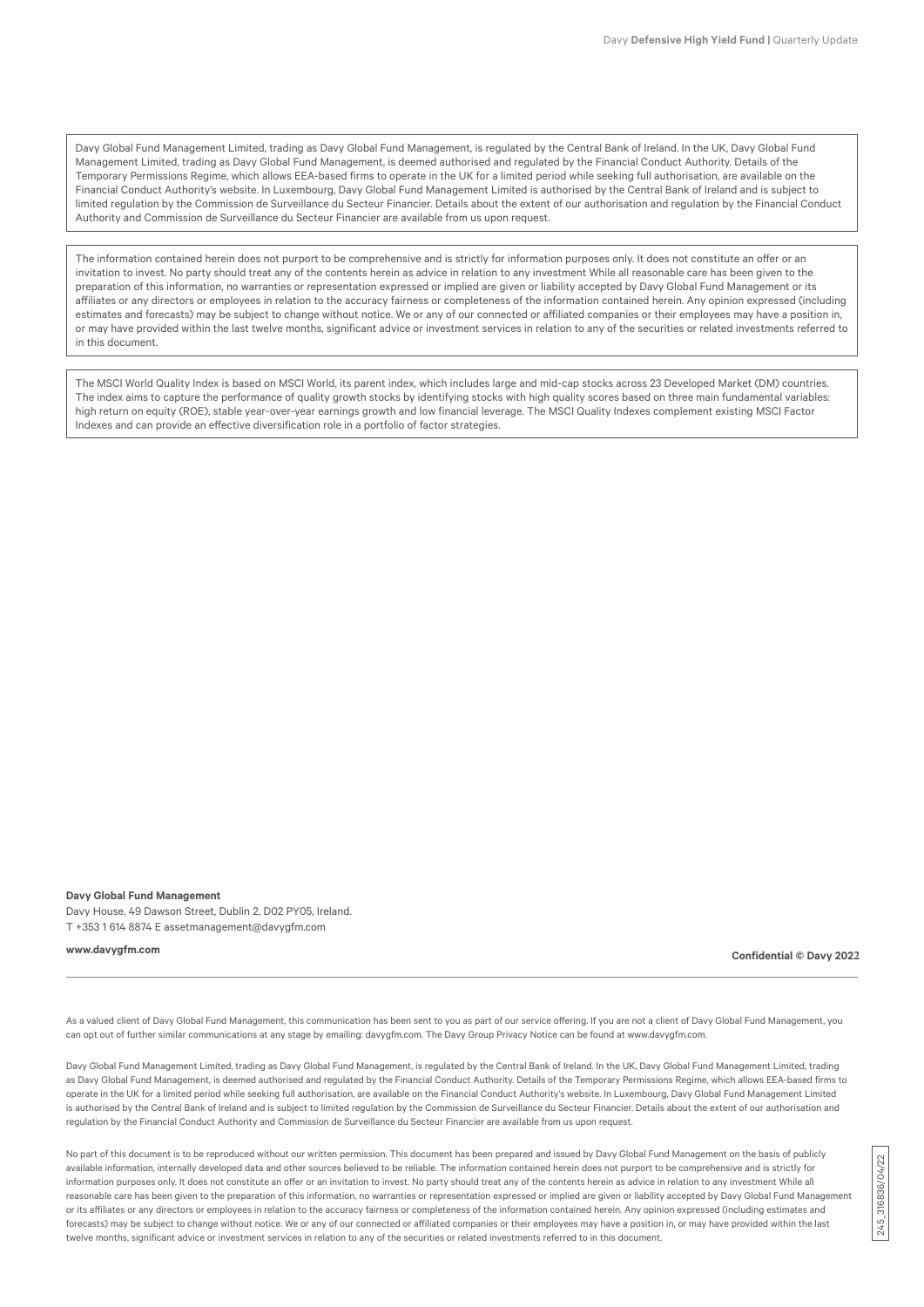Davy Global Fund Management Limited, trading as Davy Global Fund Management, is regulated by the Central Bank of Ireland. In the UK, Davy Global Fund Management Limited, trading as Davy Global Fund Management, is deemed authorised and regulated by the Financial Conduct Authority. Details of the Temporary Permissions Regime, which allows EEA-based firms to operate in the UK for a limited period while seeking full authorisation, are available on the Financial Conduct Authority's website. In Luxembourg, Davy Global Fund Management Limited is authorised by the Central Bank of Ireland and is subject to limited regulation by the Commission de Surveillance du Secteur Financier. Details about the extent of our authorisation and regulation by the Financial Conduct Authority and Commission de Surveillance du Secteur Financier are available from us upon request.

The information contained herein does not purport to be comprehensive and is strictly for information purposes only. It does not constitute an offer or an invitation to invest. No party should treat any of the contents herein as advice in relation to any investment While all reasonable care has been given to the preparation of this information, no warranties or representation expressed or implied are given or liability accepted by Davy Global Fund Management or its affiliates or any directors or employees in relation to the accuracy fairness or completeness of the information contained herein. Any opinion expressed (including estimates and forecasts) may be subject to change without notice. We or any of our connected or affiliated companies or their employees may have a position in, or may have provided within the last twelve months, significant advice or investment services in relation to any of the securities or related investments referred to in this document.

The MSCI World Quality Index is based on MSCI World, its parent index, which includes large and mid-cap stocks across 23 Developed Market (DM) countries. The index aims to capture the performance of quality growth stocks by identifying stocks with high quality scores based on three main fundamental variables: high return on equity (ROE), stable year-over-year earnings growth and low financial leverage. The MSCI Quality Indexes complement existing MSCI Factor Indexes and can provide an effective diversification role in a portfolio of factor strategies.

**Davy Global Fund Management**
Davy House, 49 Dawson Street, Dublin 2, D02 PY05, Ireland.
T +353 1 614 8874 E assetmanagement@davygfm.com

**www.davygfm.com**

**Confidential © Davy 2022**

As a valued client of Davy Global Fund Management, this communication has been sent to you as part of our service offering. If you are not a client of Davy Global Fund Management, you can opt out of further similar communications at any stage by emailing: davygfm.com. The Davy Group Privacy Notice can be found at www.davygfm.com.

Davy Global Fund Management Limited, trading as Davy Global Fund Management, is regulated by the Central Bank of Ireland. In the UK, Davy Global Fund Management Limited, trading as Davy Global Fund Management, is deemed authorised and regulated by the Financial Conduct Authority. Details of the Temporary Permissions Regime, which allows EEA-based firms to operate in the UK for a limited period while seeking full authorisation, are available on the Financial Conduct Authority's website. In Luxembourg, Davy Global Fund Management Limited is authorised by the Central Bank of Ireland and is subject to limited regulation by the Commission de Surveillance du Secteur Financier. Details about the extent of our authorisation and regulation by the Financial Conduct Authority and Commission de Surveillance du Secteur Financier are available from us upon request.

No part of this document is to be reproduced without our written permission. This document has been prepared and issued by Davy Global Fund Management on the basis of publicly available information, internally developed data and other sources believed to be reliable. The information contained herein does not purport to be comprehensive and is strictly for information purposes only. It does not constitute an offer or an invitation to invest. No party should treat any of the contents herein as advice in relation to any investment While all reasonable care has been given to the preparation of this information, no warranties or representation expressed or implied are given or liability accepted by Davy Global Fund Management or its affiliates or any directors or employees in relation to the accuracy fairness or completeness of the information contained herein. Any opinion expressed (including estimates and forecasts) may be subject to change without notice. We or any of our connected or affiliated companies or their employees may have a position in, or may have provided within the last twelve months, significant advice or investment services in relation to any of the securities or related investments referred to in this document.

245_316836/04/22